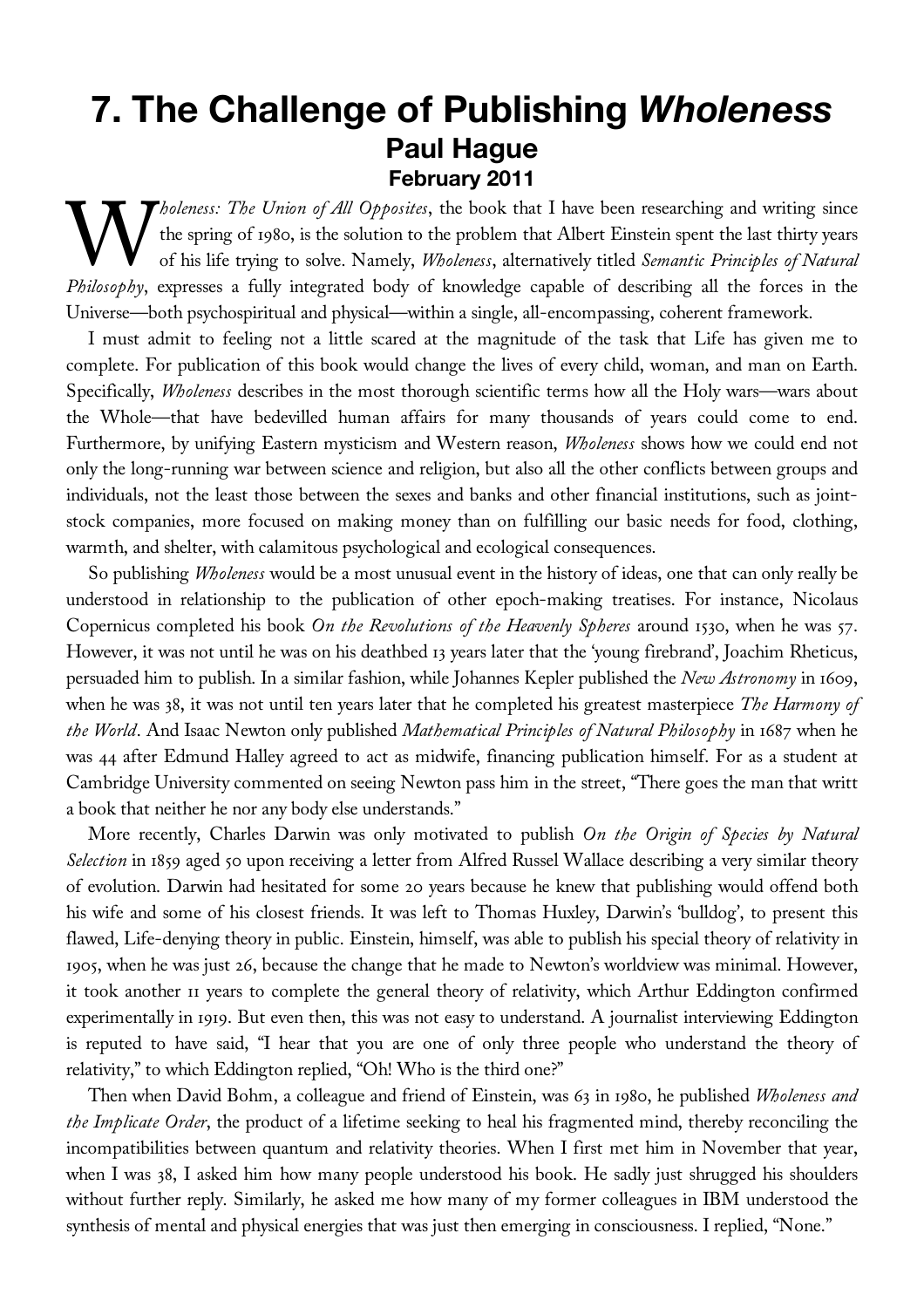# 7. The Challenge of Publishing *Wholeness*

**Paul Hague**

**February 2011**

*Wholeness: The Union of All Opposites*, the book that I have been researching and writing since the spring of 1980, is the solution to the problem that Albert Einstein spent the last thirty years of his life trying to solve. Namely, *Wholeness*, alternatively titled *Semantic Principles of Natural Philosophy*, expresses a fully integrated body of knowledge capable of describing all the forces in the Universe—both psychospiritual and physical—within a single, all-encompassing, coherent framework.

I must admit to feeling not a little scared at the magnitude of the task that Life has given me to complete. For publication of this book would change the lives of every child, woman, and man on Earth. Specifically, *Wholeness* describes in the most thorough scientific terms how all the Holy wars—wars about the Whole—that have bedevilled human affairs for many thousands of years could come to end. Furthermore, by unifying Eastern mysticism and Western reason, *Wholeness* shows how we could end not only the long-running war between science and religion, but also all the other conflicts between groups and individuals, not the least those between the sexes and banks and other financial institutions, such as joint-stock companies, more focused on making money than on fulfilling our basic needs for food, clothing, warmth, and shelter, with calamitous psychological and ecological consequences.

So publishing *Wholeness* would be a most unusual event in the history of ideas, one that can only really be understood in relationship to the publication of other epoch-making treatises. For instance, Nicolaus Copernicus completed his book *On the Revolutions of the Heavenly Spheres* around 1530, when he was 57. However, it was not until he was on his deathbed 13 years later that the 'young firebrand', Joachim Rheticus, persuaded him to publish. In a similar fashion, while Johannes Kepler published the *New Astronomy* in 1609, when he was 38, it was not until ten years later that he completed his greatest masterpiece *The Harmony of the World*. And Isaac Newton only published *Mathematical Principles of Natural Philosophy* in 1687 when he was 44 after Edmund Halley agreed to act as midwife, financing publication himself. For as a student at Cambridge University commented on seeing Newton pass him in the street, "There goes the man that writt a book that neither he nor any body else understands."

More recently, Charles Darwin was only motivated to publish *On the Origin of Species by Natural Selection* in 1859 aged 50 upon receiving a letter from Alfred Russel Wallace describing a very similar theory of evolution. Darwin had hesitated for some 20 years because he knew that publishing would offend both his wife and some of his closest friends. It was left to Thomas Huxley, Darwin's 'bulldog', to present this flawed, Life-denying theory in public. Einstein, himself, was able to publish his special theory of relativity in 1905, when he was just 26, because the change that he made to Newton's worldview was minimal. However, it took another 11 years to complete the general theory of relativity, which Arthur Eddington confirmed experimentally in 1919. But even then, this was not easy to understand. A journalist interviewing Eddington is reputed to have said, "I hear that you are one of only three people who understand the theory of relativity," to which Eddington replied, "Oh! Who is the third one?"

Then when David Bohm, a colleague and friend of Einstein, was 63 in 1980, he published *Wholeness and the Implicate Order*, the product of a lifetime seeking to heal his fragmented mind, thereby reconciling the incompatibilities between quantum and relativity theories. When I first met him in November that year, when I was 38, I asked him how many people understood his book. He sadly just shrugged his shoulders without further reply. Similarly, he asked me how many of my former colleagues in IBM understood the synthesis of mental and physical energies that was just then emerging in consciousness. I replied, "None."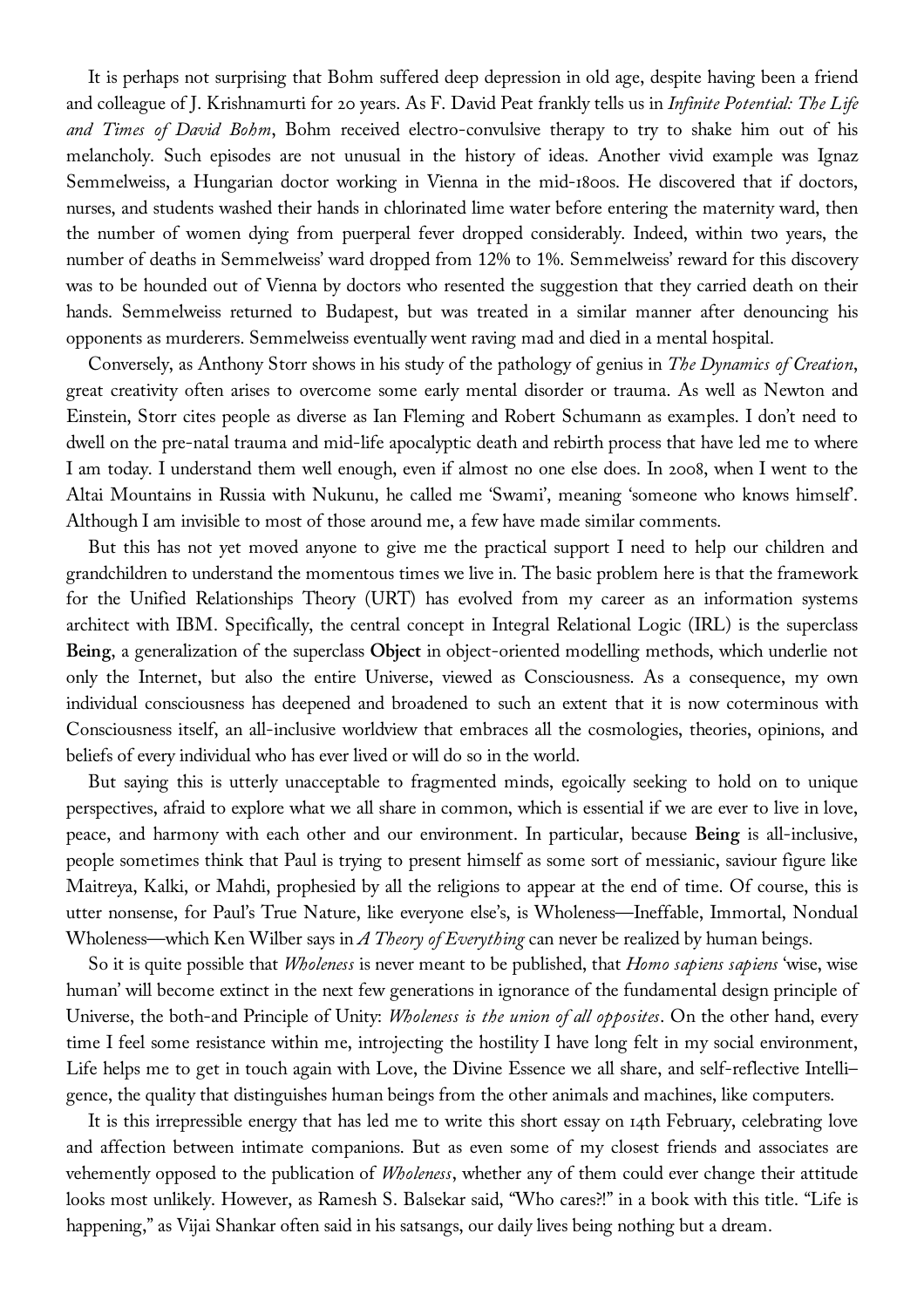It is perhaps not surprising that Bohm suffered deep depression in old age, despite having been a friend and colleague of J. Krishnamurti for 20 years. As F. David Peat frankly tells us in *Infinite Potential: The Life and Times of David Bohm*, Bohm received electro-convulsive therapy to try to shake him out of his melancholy. Such episodes are not unusual in the history of ideas. Another vivid example was Ignaz Semmelweiss, a Hungarian doctor working in Vienna in the mid-1800s. He discovered that if doctors, nurses, and students washed their hands in chlorinated lime water before entering the maternity ward, then the number of women dying from puerperal fever dropped considerably. Indeed, within two years, the number of deaths in Semmelweiss' ward dropped from 12% to 1%. Semmelweiss' reward for this discovery was to be hounded out of Vienna by doctors who resented the suggestion that they carried death on their hands. Semmelweiss returned to Budapest, but was treated in a similar manner after denouncing his opponents as murderers. Semmelweiss eventually went raving mad and died in a mental hospital.

Conversely, as Anthony Storr shows in his study of the pathology of genius in *The Dynamics of Creation*, great creativity often arises to overcome some early mental disorder or trauma. As well as Newton and Einstein, Storr cites people as diverse as Ian Fleming and Robert Schumann as examples. I don't need to dwell on the pre-natal trauma and mid-life apocalyptic death and rebirth process that have led me to where I am today. I understand them well enough, even if almost no one else does. In 2008, when I went to the Altai Mountains in Russia with Nukunu, he called me 'Swami', meaning 'someone who knows himself'. Although I am invisible to most of those around me, a few have made similar comments.

But this has not yet moved anyone to give me the practical support I need to help our children and grandchildren to understand the momentous times we live in. The basic problem here is that the framework for the Unified Relationships Theory (URT) has evolved from my career as an information systems architect with IBM. Specifically, the central concept in Integral Relational Logic (IRL) is the superclass **Being**, a generalization of the superclass **Object** in object-oriented modelling methods, which underlie not only the Internet, but also the entire Universe, viewed as Consciousness. As a consequence, my own individual consciousness has deepened and broadened to such an extent that it is now coterminous with Consciousness itself, an all-inclusive worldview that embraces all the cosmologies, theories, opinions, and beliefs of every individual who has ever lived or will do so in the world.

But saying this is utterly unacceptable to fragmented minds, egoically seeking to hold on to unique perspectives, afraid to explore what we all share in common, which is essential if we are ever to live in love, peace, and harmony with each other and our environment. In particular, because **Being** is all-inclusive, people sometimes think that Paul is trying to present himself as some sort of messianic, saviour figure like Maitreya, Kalki, or Mahdi, prophesied by all the religions to appear at the end of time. Of course, this is utter nonsense, for Paul's True Nature, like everyone else's, is Wholeness—Ineffable, Immortal, Nondual Wholeness—which Ken Wilber says in *A Theory of Everything* can never be realized by human beings.

So it is quite possible that *Wholeness* is never meant to be published, that *Homo sapiens sapiens* 'wise, wise human' will become extinct in the next few generations in ignorance of the fundamental design principle of Universe, the both-and Principle of Unity: *Wholeness is the union of all opposites*. On the other hand, every time I feel some resistance within me, introjecting the hostility I have long felt in my social environment, Life helps me to get in touch again with Love, the Divine Essence we all share, and self-reflective Intelli–gence, the quality that distinguishes human beings from the other animals and machines, like computers.

It is this irrepressible energy that has led me to write this short essay on 14th February, celebrating love and affection between intimate companions. But as even some of my closest friends and associates are vehemently opposed to the publication of *Wholeness*, whether any of them could ever change their attitude looks most unlikely. However, as Ramesh S. Balsekar said, "Who cares?!" in a book with this title. "Life is happening," as Vijai Shankar often said in his satsangs, our daily lives being nothing but a dream.